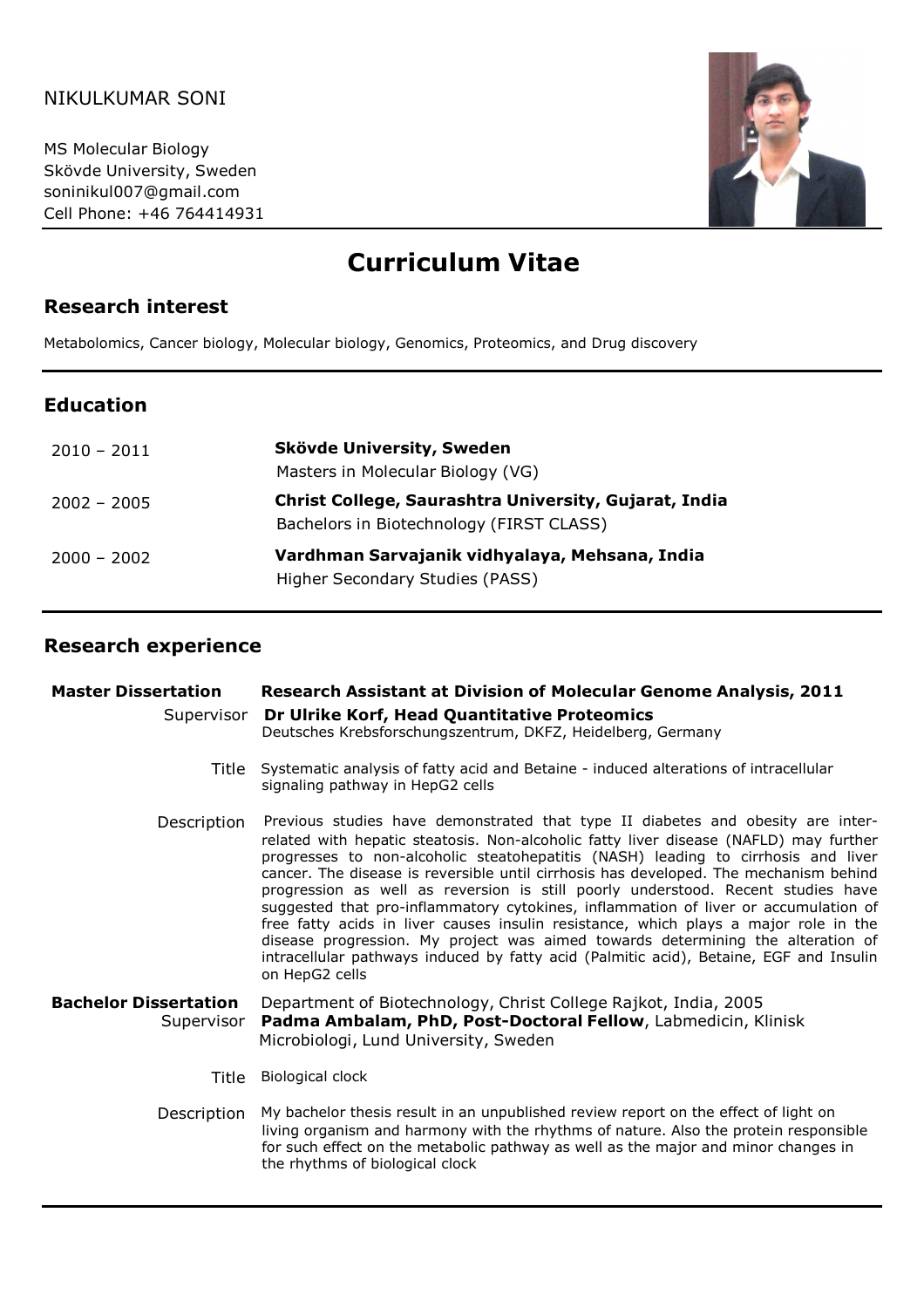NIKULKUMAR SONI

MS Molecular Biology
Skövde University, Sweden
soninikul007@gmail.com
Cell Phone: +46 764414931

# Curriculum Vitae

## Research interest

Metabolomics, Cancer biology, Molecular biology, Genomics, Proteomics, and Drug discovery

## Education

| | |
|---|---|
| 2010 – 2011 | **Skövde University, Sweden**<br>Masters in Molecular Biology (VG) |
| 2002 – 2005 | **Christ College, Saurashtra University, Gujarat, India**<br>Bachelors in Biotechnology (FIRST CLASS) |
| 2000 – 2002 | **Vardhman Sarvajanik vidhyalaya, Mehsana, India**<br>Higher Secondary Studies (PASS) |

## Research experience

**Master Dissertation** — **Research Assistant at Division of Molecular Genome Analysis, 2011**

Supervisor: **Dr Ulrike Korf, Head Quantitative Proteomics**
Deutsches Krebsforschungszentrum, DKFZ, Heidelberg, Germany

Title: Systematic analysis of fatty acid and Betaine - induced alterations of intracellular signaling pathway in HepG2 cells

Description: Previous studies have demonstrated that type II diabetes and obesity are inter-related with hepatic steatosis. Non-alcoholic fatty liver disease (NAFLD) may further progresses to non-alcoholic steatohepatitis (NASH) leading to cirrhosis and liver cancer. The disease is reversible until cirrhosis has developed. The mechanism behind progression as well as reversion is still poorly understood. Recent studies have suggested that pro-inflammatory cytokines, inflammation of liver or accumulation of free fatty acids in liver causes insulin resistance, which plays a major role in the disease progression. My project was aimed towards determining the alteration of intracellular pathways induced by fatty acid (Palmitic acid), Betaine, EGF and Insulin on HepG2 cells

**Bachelor Dissertation** — Department of Biotechnology, Christ College Rajkot, India, 2005

Supervisor: **Padma Ambalam, PhD, Post-Doctoral Fellow**, Labmedicin, Klinisk Microbiologi, Lund University, Sweden

Title: Biological clock

Description: My bachelor thesis result in an unpublished review report on the effect of light on living organism and harmony with the rhythms of nature. Also the protein responsible for such effect on the metabolic pathway as well as the major and minor changes in the rhythms of biological clock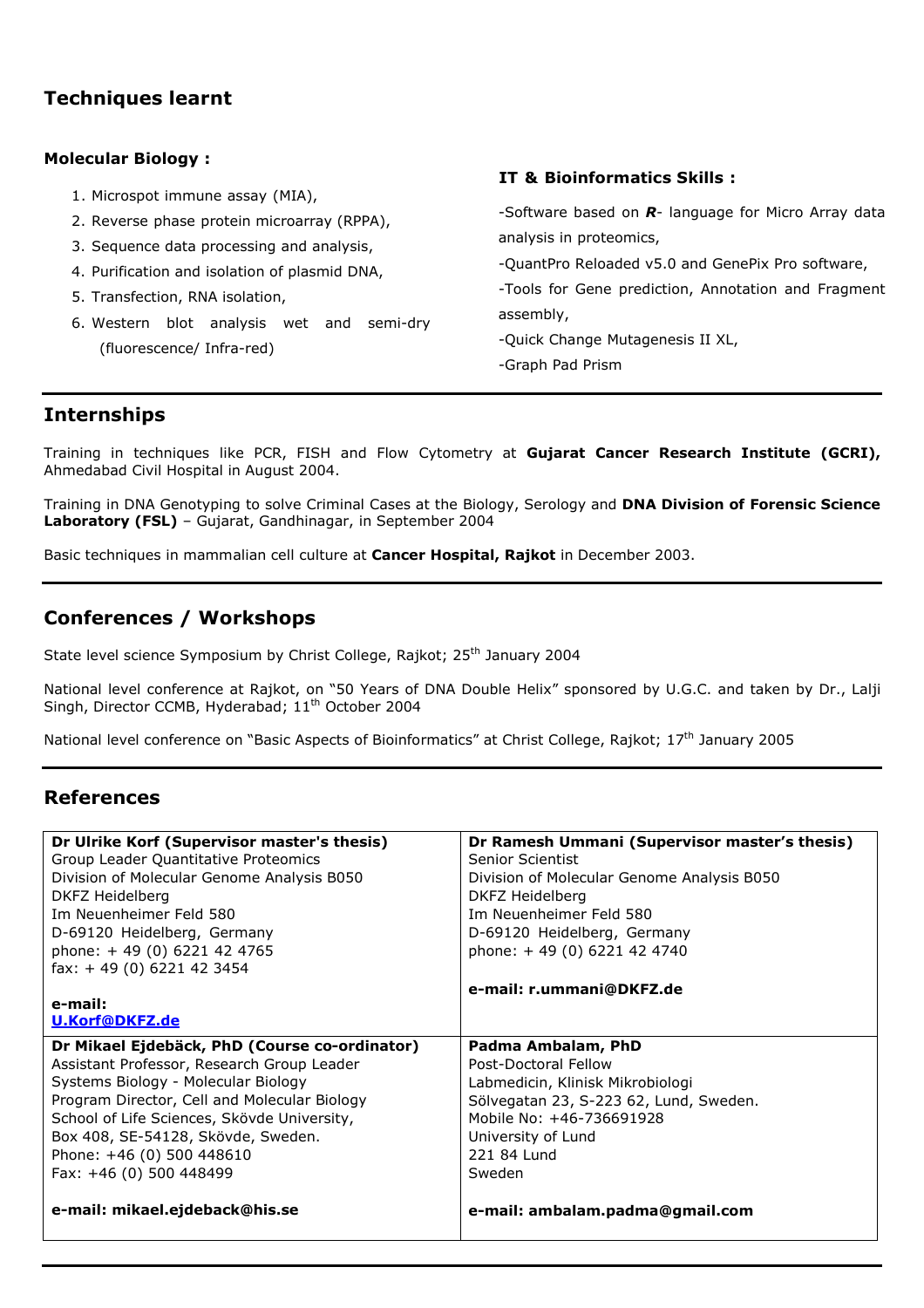## Techniques learnt

**Molecular Biology :**

1. Microspot immune assay (MIA),
2. Reverse phase protein microarray (RPPA),
3. Sequence data processing and analysis,
4. Purification and isolation of plasmid DNA,
5. Transfection, RNA isolation,
6. Western blot analysis wet and semi-dry (fluorescence/ Infra-red)

**IT & Bioinformatics Skills :**

-Software based on ***R***- language for Micro Array data analysis in proteomics,

-QuantPro Reloaded v5.0 and GenePix Pro software,

-Tools for Gene prediction, Annotation and Fragment assembly,

-Quick Change Mutagenesis II XL,

-Graph Pad Prism

## Internships

Training in techniques like PCR, FISH and Flow Cytometry at **Gujarat Cancer Research Institute (GCRI),** Ahmedabad Civil Hospital in August 2004.

Training in DNA Genotyping to solve Criminal Cases at the Biology, Serology and **DNA Division of Forensic Science Laboratory (FSL)** – Gujarat, Gandhinagar, in September 2004

Basic techniques in mammalian cell culture at **Cancer Hospital, Rajkot** in December 2003.

## Conferences / Workshops

State level science Symposium by Christ College, Rajkot; 25th January 2004

National level conference at Rajkot, on "50 Years of DNA Double Helix" sponsored by U.G.C. and taken by Dr., Lalji Singh, Director CCMB, Hyderabad; 11th October 2004

National level conference on "Basic Aspects of Bioinformatics" at Christ College, Rajkot; 17th January 2005

## References

| | |
|---|---|
| **Dr Ulrike Korf (Supervisor master's thesis)**<br>Group Leader Quantitative Proteomics<br>Division of Molecular Genome Analysis B050<br>DKFZ Heidelberg<br>Im Neuenheimer Feld 580<br>D-69120 Heidelberg, Germany<br>phone: + 49 (0) 6221 42 4765<br>fax: + 49 (0) 6221 42 3454<br><br>**e-mail:**<br>**U.Korf@DKFZ.de** | **Dr Ramesh Ummani (Supervisor master's thesis)**<br>Senior Scientist<br>Division of Molecular Genome Analysis B050<br>DKFZ Heidelberg<br>Im Neuenheimer Feld 580<br>D-69120 Heidelberg, Germany<br>phone: + 49 (0) 6221 42 4740<br><br>**e-mail: r.ummani@DKFZ.de** |
| **Dr Mikael Ejdebäck, PhD (Course co-ordinator)**<br>Assistant Professor, Research Group Leader<br>Systems Biology - Molecular Biology<br>Program Director, Cell and Molecular Biology<br>School of Life Sciences, Skövde University,<br>Box 408, SE-54128, Skövde, Sweden.<br>Phone: +46 (0) 500 448610<br>Fax: +46 (0) 500 448499<br><br>**e-mail: mikael.ejdeback@his.se** | **Padma Ambalam, PhD**<br>Post-Doctoral Fellow<br>Labmedicin, Klinisk Mikrobiologi<br>Sölvegatan 23, S-223 62, Lund, Sweden.<br>Mobile No: +46-736691928<br>University of Lund<br>221 84 Lund<br>Sweden<br><br>**e-mail: ambalam.padma@gmail.com** |